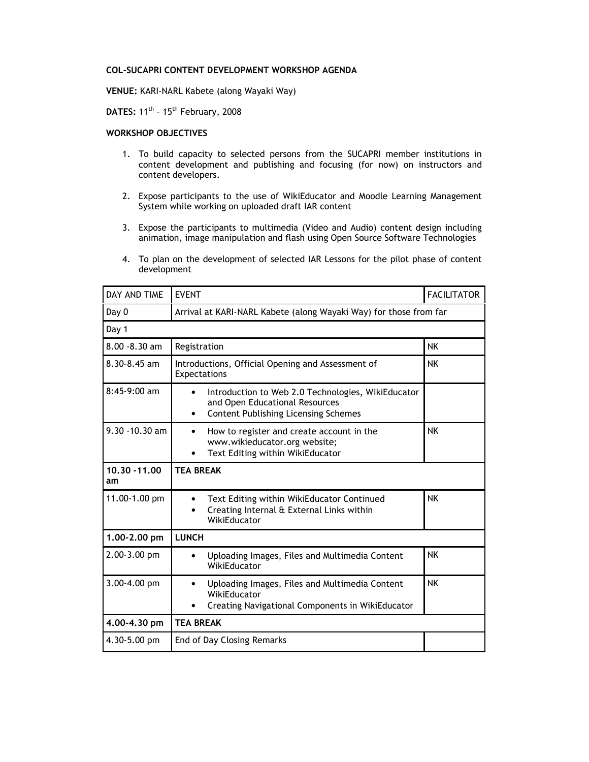**COL-SUCAPRI CONTENT DEVELOPMENT WORKSHOP AGENDA**

**VENUE:** KARI-NARL Kabete (along Wayaki Way)

**DATES:** 11th – 15th February, 2008

**WORKSHOP OBJECTIVES**

1. To build capacity to selected persons from the SUCAPRI member institutions in content development and publishing and focusing (for now) on instructors and content developers.
2. Expose participants to the use of WikiEducator and Moodle Learning Management System while working on uploaded draft IAR content
3. Expose the participants to multimedia (Video and Audio) content design including animation, image manipulation and flash using Open Source Software Technologies
4. To plan on the development of selected IAR Lessons for the pilot phase of content development

| DAY AND TIME | EVENT | FACILITATOR |
|---|---|---|
| Day 0 | Arrival at KARI-NARL Kabete (along Wayaki Way) for those from far | |
| Day 1 | | |
| 8.00 -8.30 am | Registration | NK |
| 8.30-8.45 am | Introductions, Official Opening and Assessment of Expectations | NK |
| 8:45-9:00 am | • Introduction to Web 2.0 Technologies, WikiEducator and Open Educational Resources<br>• Content Publishing Licensing Schemes | |
| 9.30 -10.30 am | • How to register and create account in the www.wikieducator.org website;<br>• Text Editing within WikiEducator | NK |
| **10.30 -11.00 am** | **TEA BREAK** | |
| 11.00-1.00 pm | • Text Editing within WikiEducator Continued<br>• Creating Internal & External Links within WikiEducator | NK |
| **1.00-2.00 pm** | **LUNCH** | |
| 2.00-3.00 pm | • Uploading Images, Files and Multimedia Content WikiEducator | NK |
| 3.00-4.00 pm | • Uploading Images, Files and Multimedia Content WikiEducator<br>• Creating Navigational Components in WikiEducator | NK |
| **4.00-4.30 pm** | **TEA BREAK** | |
| 4.30-5.00 pm | End of Day Closing Remarks | |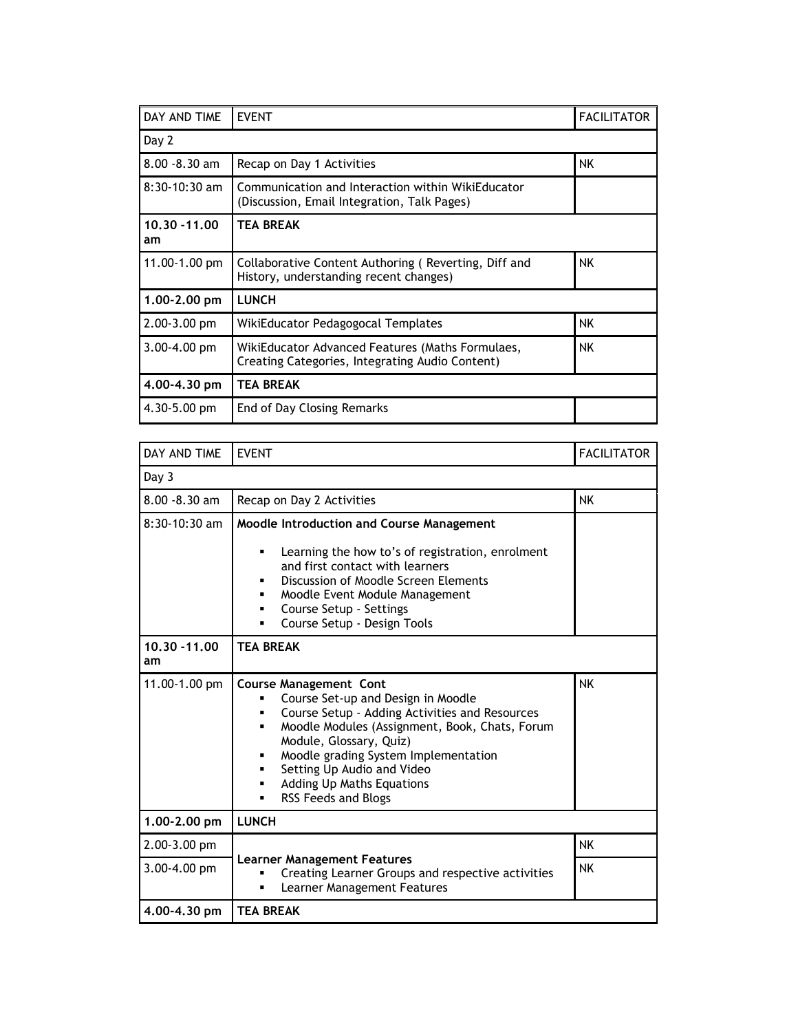| DAY AND TIME | EVENT | FACILITATOR |
|---|---|---|
| Day 2 | | |
| 8.00 -8.30 am | Recap on Day 1 Activities | NK |
| 8:30-10:30 am | Communication and Interaction within WikiEducator (Discussion, Email Integration, Talk Pages) | |
| **10.30 -11.00 am** | **TEA BREAK** | |
| 11.00-1.00 pm | Collaborative Content Authoring ( Reverting, Diff and History, understanding recent changes) | NK |
| **1.00-2.00 pm** | **LUNCH** | |
| 2.00-3.00 pm | WikiEducator Pedagogocal Templates | NK |
| 3.00-4.00 pm | WikiEducator Advanced Features (Maths Formulaes, Creating Categories, Integrating Audio Content) | NK |
| **4.00-4.30 pm** | **TEA BREAK** | |
| 4.30-5.00 pm | End of Day Closing Remarks | |

| DAY AND TIME | EVENT | FACILITATOR |
|---|---|---|
| Day 3 | | |
| 8.00 -8.30 am | Recap on Day 2 Activities | NK |
| 8:30-10:30 am | **Moodle Introduction and Course Management**<br>▪ Learning the how to's of registration, enrolment and first contact with learners<br>▪ Discussion of Moodle Screen Elements<br>▪ Moodle Event Module Management<br>▪ Course Setup - Settings<br>▪ Course Setup - Design Tools | |
| **10.30 -11.00 am** | **TEA BREAK** | |
| 11.00-1.00 pm | **Course Management Cont**<br>▪ Course Set-up and Design in Moodle<br>▪ Course Setup - Adding Activities and Resources<br>▪ Moodle Modules (Assignment, Book, Chats, Forum Module, Glossary, Quiz)<br>▪ Moodle grading System Implementation<br>▪ Setting Up Audio and Video<br>▪ Adding Up Maths Equations<br>▪ RSS Feeds and Blogs | NK |
| **1.00-2.00 pm** | **LUNCH** | |
| 2.00-3.00 pm | **Learner Management Features**<br>▪ Creating Learner Groups and respective activities<br>▪ Learner Management Features | NK |
| 3.00-4.00 pm | | NK |
| **4.00-4.30 pm** | **TEA BREAK** | |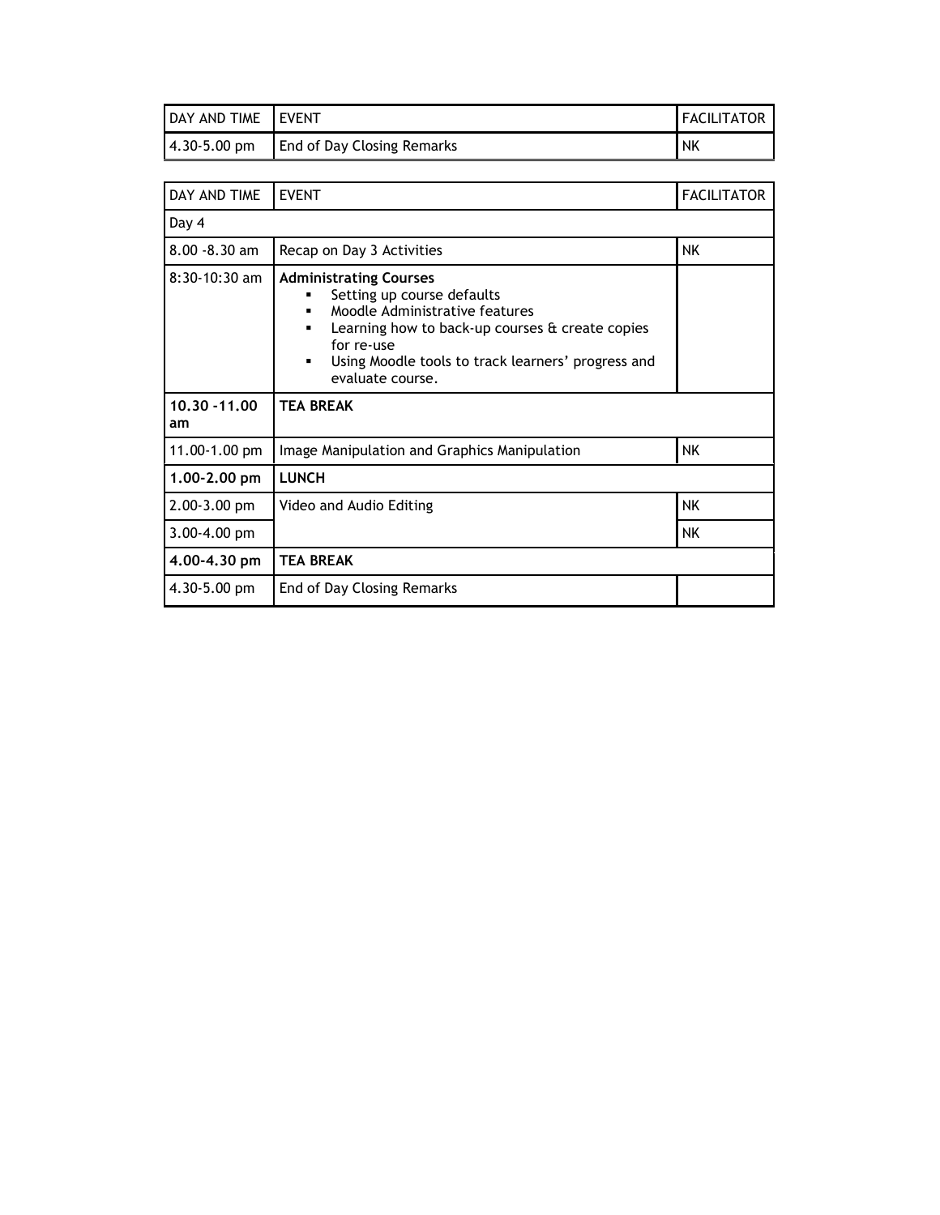| DAY AND TIME | EVENT | FACILITATOR |
|---|---|---|
| 4.30-5.00 pm | End of Day Closing Remarks | NK |

| DAY AND TIME | EVENT | FACILITATOR |
|---|---|---|
| Day 4 | | |
| 8.00 -8.30 am | Recap on Day 3 Activities | NK |
| 8:30-10:30 am | **Administrating Courses**<br>▪ Setting up course defaults<br>▪ Moodle Administrative features<br>▪ Learning how to back-up courses & create copies for re-use<br>▪ Using Moodle tools to track learners' progress and evaluate course. | |
| **10.30 -11.00 am** | **TEA BREAK** | |
| 11.00-1.00 pm | Image Manipulation and Graphics Manipulation | NK |
| **1.00-2.00 pm** | **LUNCH** | |
| 2.00-3.00 pm | Video and Audio Editing | NK |
| 3.00-4.00 pm | | NK |
| **4.00-4.30 pm** | **TEA BREAK** | |
| 4.30-5.00 pm | End of Day Closing Remarks | |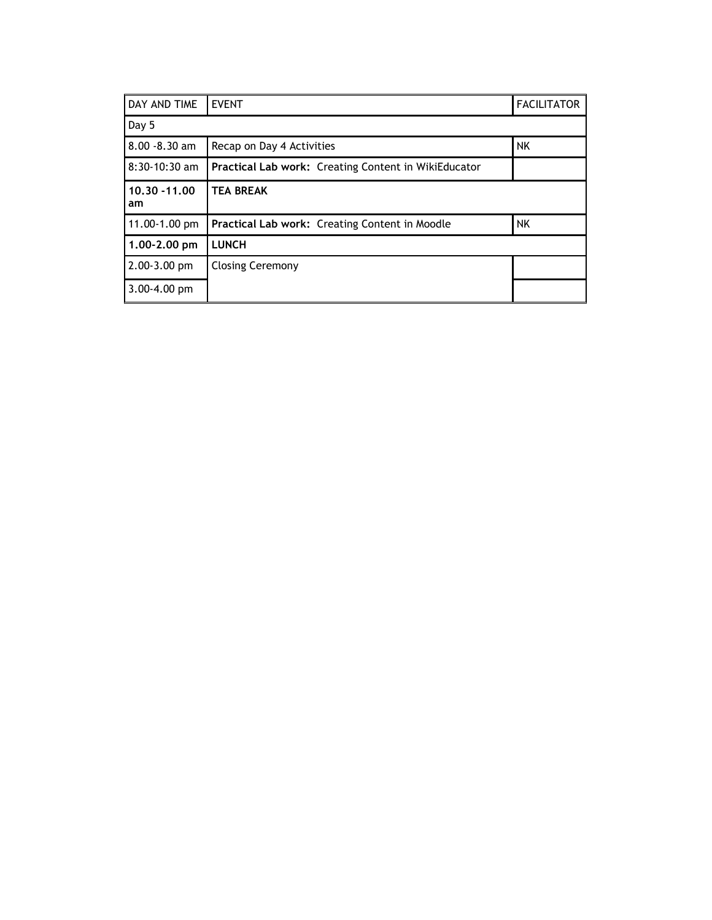| DAY AND TIME | EVENT | FACILITATOR |
|---|---|---|
| Day 5 | | |
| 8.00 -8.30 am | Recap on Day 4 Activities | NK |
| 8:30-10:30 am | **Practical Lab work:** Creating Content in WikiEducator | |
| **10.30 -11.00 am** | **TEA BREAK** | |
| 11.00-1.00 pm | **Practical Lab work:** Creating Content in Moodle | NK |
| **1.00-2.00 pm** | **LUNCH** | |
| 2.00-3.00 pm | Closing Ceremony | |
| 3.00-4.00 pm | | |